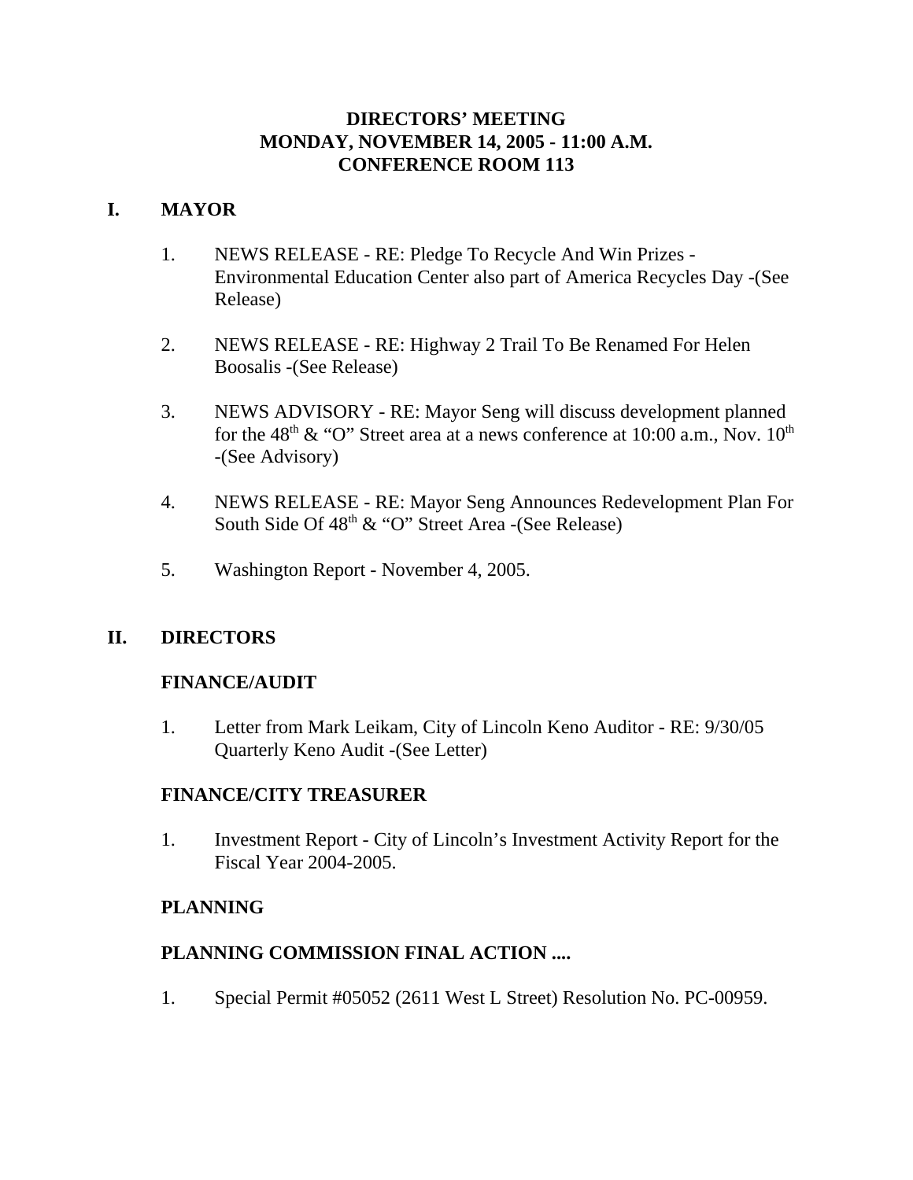# DIRECTORS' MEETING
# MONDAY, NOVEMBER 14, 2005 - 11:00 A.M.
# CONFERENCE ROOM 113

## I. MAYOR

1. NEWS RELEASE - RE: Pledge To Recycle And Win Prizes - Environmental Education Center also part of America Recycles Day -(See Release)

2. NEWS RELEASE - RE: Highway 2 Trail To Be Renamed For Helen Boosalis -(See Release)

3. NEWS ADVISORY - RE: Mayor Seng will discuss development planned for the 48$^{th}$ & "O" Street area at a news conference at 10:00 a.m., Nov. 10$^{th}$ -(See Advisory)

4. NEWS RELEASE - RE: Mayor Seng Announces Redevelopment Plan For South Side Of 48$^{th}$ & "O" Street Area -(See Release)

5. Washington Report - November 4, 2005.

## II. DIRECTORS

### FINANCE/AUDIT

1. Letter from Mark Leikam, City of Lincoln Keno Auditor - RE: 9/30/05 Quarterly Keno Audit -(See Letter)

### FINANCE/CITY TREASURER

1. Investment Report - City of Lincoln's Investment Activity Report for the Fiscal Year 2004-2005.

### PLANNING

### PLANNING COMMISSION FINAL ACTION ....

1. Special Permit #05052 (2611 West L Street) Resolution No. PC-00959.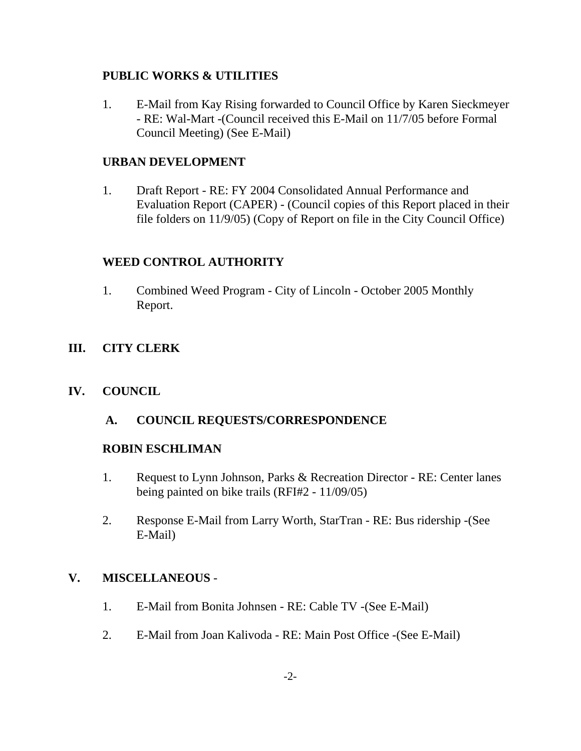**PUBLIC WORKS & UTILITIES**

1. E-Mail from Kay Rising forwarded to Council Office by Karen Sieckmeyer - RE: Wal-Mart -(Council received this E-Mail on 11/7/05 before Formal Council Meeting) (See E-Mail)

**URBAN DEVELOPMENT**

1. Draft Report - RE: FY 2004 Consolidated Annual Performance and Evaluation Report (CAPER) - (Council copies of this Report placed in their file folders on 11/9/05) (Copy of Report on file in the City Council Office)

**WEED CONTROL AUTHORITY**

1. Combined Weed Program - City of Lincoln - October 2005 Monthly Report.

## III. CITY CLERK

## IV. COUNCIL

### A. COUNCIL REQUESTS/CORRESPONDENCE

**ROBIN ESCHLIMAN**

1. Request to Lynn Johnson, Parks & Recreation Director - RE: Center lanes being painted on bike trails (RFI#2 - 11/09/05)

2. Response E-Mail from Larry Worth, StarTran - RE: Bus ridership -(See E-Mail)

## V. MISCELLANEOUS -

1. E-Mail from Bonita Johnsen - RE: Cable TV -(See E-Mail)

2. E-Mail from Joan Kalivoda - RE: Main Post Office -(See E-Mail)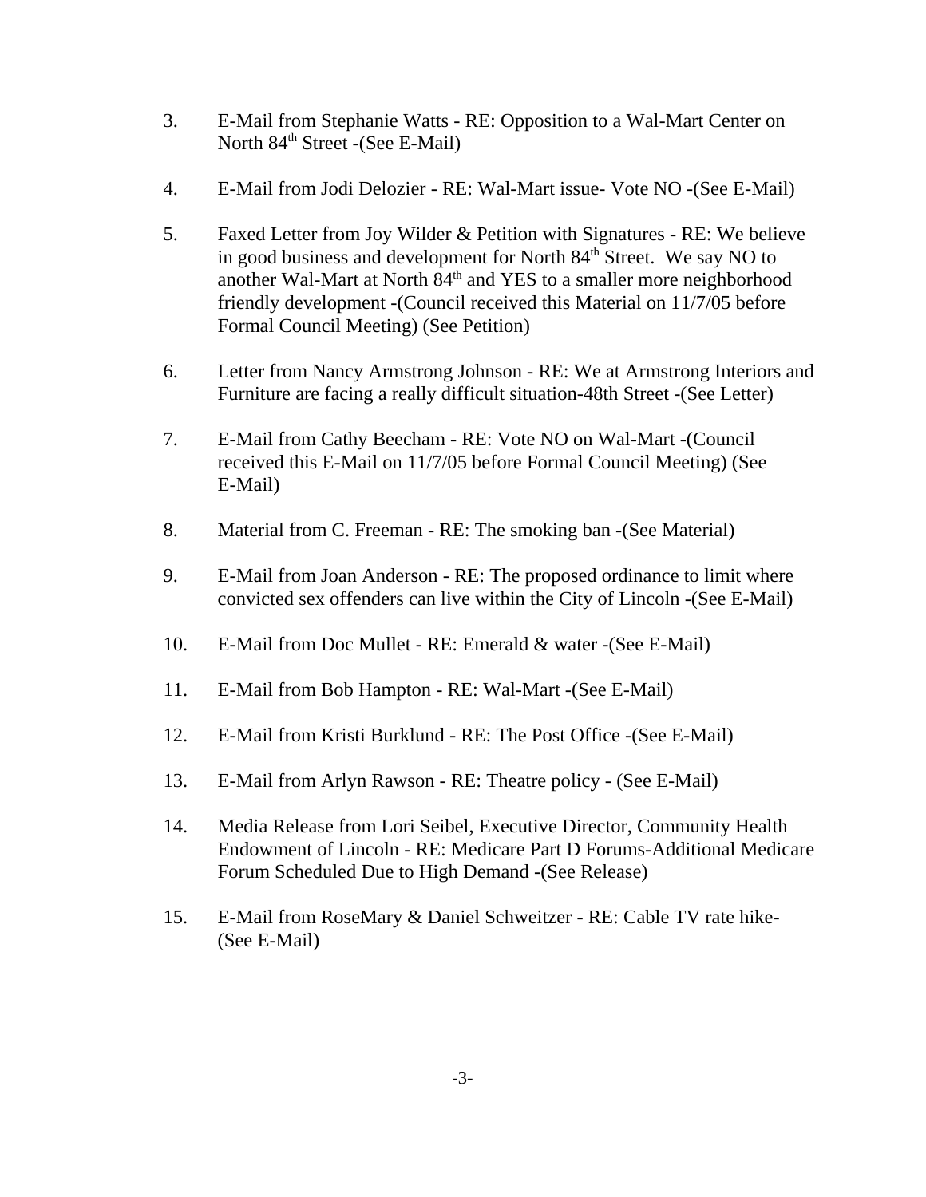3. E-Mail from Stephanie Watts - RE: Opposition to a Wal-Mart Center on North 84th Street -(See E-Mail)

4. E-Mail from Jodi Delozier - RE: Wal-Mart issue- Vote NO -(See E-Mail)

5. Faxed Letter from Joy Wilder & Petition with Signatures - RE: We believe in good business and development for North 84th Street. We say NO to another Wal-Mart at North 84th and YES to a smaller more neighborhood friendly development -(Council received this Material on 11/7/05 before Formal Council Meeting) (See Petition)

6. Letter from Nancy Armstrong Johnson - RE: We at Armstrong Interiors and Furniture are facing a really difficult situation-48th Street -(See Letter)

7. E-Mail from Cathy Beecham - RE: Vote NO on Wal-Mart -(Council received this E-Mail on 11/7/05 before Formal Council Meeting) (See E-Mail)

8. Material from C. Freeman - RE: The smoking ban -(See Material)

9. E-Mail from Joan Anderson - RE: The proposed ordinance to limit where convicted sex offenders can live within the City of Lincoln -(See E-Mail)

10. E-Mail from Doc Mullet - RE: Emerald & water -(See E-Mail)

11. E-Mail from Bob Hampton - RE: Wal-Mart -(See E-Mail)

12. E-Mail from Kristi Burklund - RE: The Post Office -(See E-Mail)

13. E-Mail from Arlyn Rawson - RE: Theatre policy - (See E-Mail)

14. Media Release from Lori Seibel, Executive Director, Community Health Endowment of Lincoln - RE: Medicare Part D Forums-Additional Medicare Forum Scheduled Due to High Demand -(See Release)

15. E-Mail from RoseMary & Daniel Schweitzer - RE: Cable TV rate hike- (See E-Mail)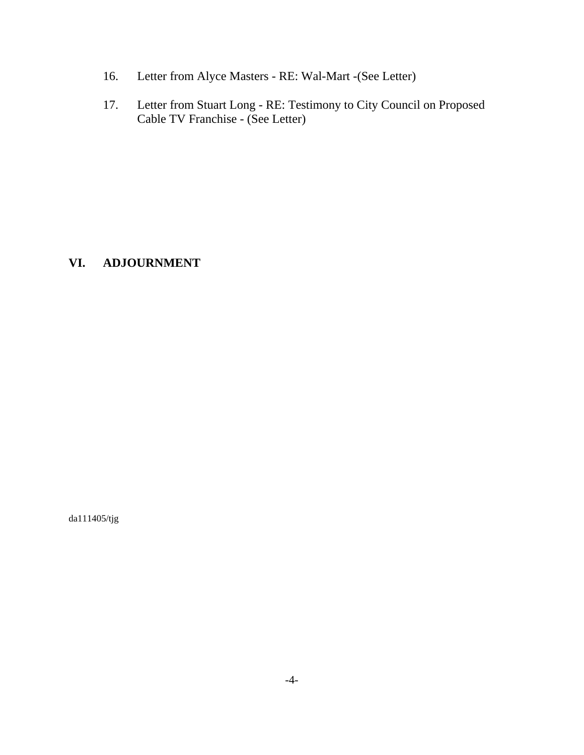16. Letter from Alyce Masters - RE: Wal-Mart -(See Letter)

17. Letter from Stuart Long - RE: Testimony to City Council on Proposed Cable TV Franchise - (See Letter)

## VI. ADJOURNMENT

da111405/tjg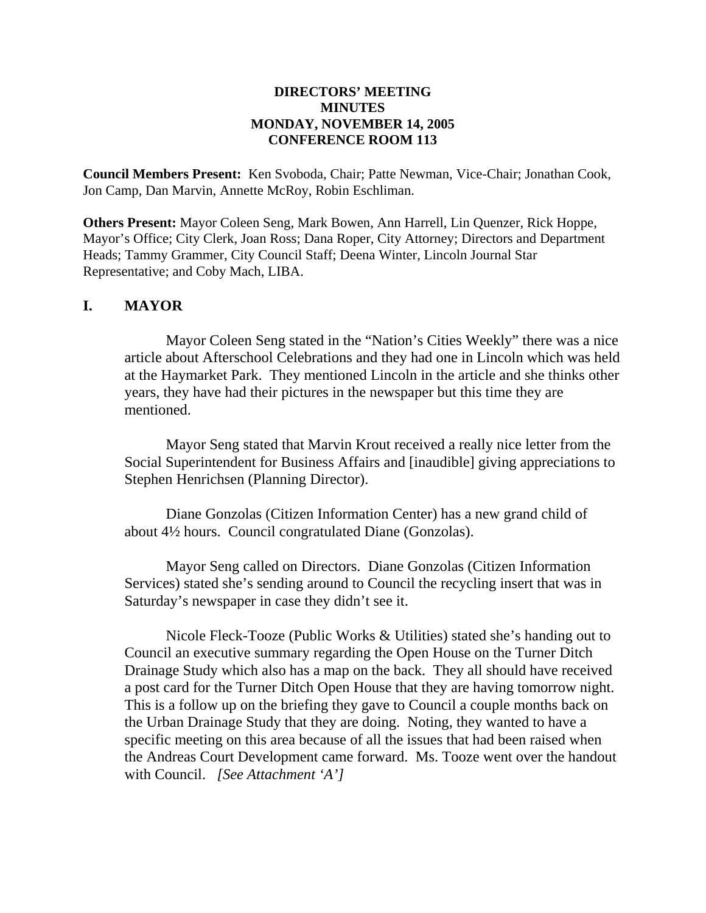**DIRECTORS' MEETING**
**MINUTES**
**MONDAY, NOVEMBER 14, 2005**
**CONFERENCE ROOM 113**

**Council Members Present:** Ken Svoboda, Chair; Patte Newman, Vice-Chair; Jonathan Cook, Jon Camp, Dan Marvin, Annette McRoy, Robin Eschliman.

**Others Present:** Mayor Coleen Seng, Mark Bowen, Ann Harrell, Lin Quenzer, Rick Hoppe, Mayor's Office; City Clerk, Joan Ross; Dana Roper, City Attorney; Directors and Department Heads; Tammy Grammer, City Council Staff; Deena Winter, Lincoln Journal Star Representative; and Coby Mach, LIBA.

## I. MAYOR

Mayor Coleen Seng stated in the "Nation's Cities Weekly" there was a nice article about Afterschool Celebrations and they had one in Lincoln which was held at the Haymarket Park. They mentioned Lincoln in the article and she thinks other years, they have had their pictures in the newspaper but this time they are mentioned.

Mayor Seng stated that Marvin Krout received a really nice letter from the Social Superintendent for Business Affairs and [inaudible] giving appreciations to Stephen Henrichsen (Planning Director).

Diane Gonzolas (Citizen Information Center) has a new grand child of about 4½ hours. Council congratulated Diane (Gonzolas).

Mayor Seng called on Directors. Diane Gonzolas (Citizen Information Services) stated she's sending around to Council the recycling insert that was in Saturday's newspaper in case they didn't see it.

Nicole Fleck-Tooze (Public Works & Utilities) stated she's handing out to Council an executive summary regarding the Open House on the Turner Ditch Drainage Study which also has a map on the back. They all should have received a post card for the Turner Ditch Open House that they are having tomorrow night. This is a follow up on the briefing they gave to Council a couple months back on the Urban Drainage Study that they are doing. Noting, they wanted to have a specific meeting on this area because of all the issues that had been raised when the Andreas Court Development came forward. Ms. Tooze went over the handout with Council. *[See Attachment 'A']*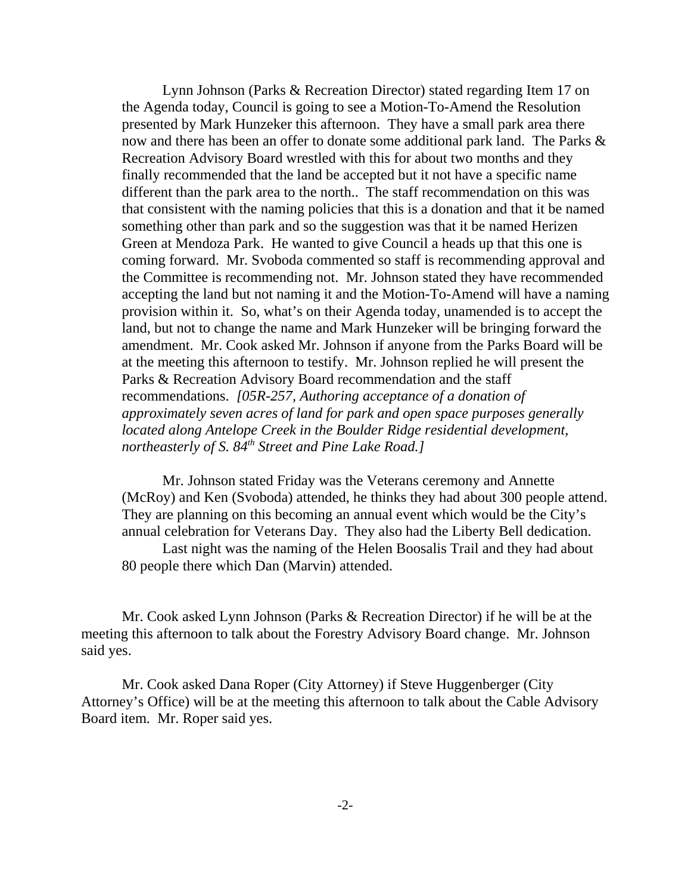Lynn Johnson (Parks & Recreation Director) stated regarding Item 17 on the Agenda today, Council is going to see a Motion-To-Amend the Resolution presented by Mark Hunzeker this afternoon. They have a small park area there now and there has been an offer to donate some additional park land. The Parks & Recreation Advisory Board wrestled with this for about two months and they finally recommended that the land be accepted but it not have a specific name different than the park area to the north.. The staff recommendation on this was that consistent with the naming policies that this is a donation and that it be named something other than park and so the suggestion was that it be named Herizen Green at Mendoza Park. He wanted to give Council a heads up that this one is coming forward. Mr. Svoboda commented so staff is recommending approval and the Committee is recommending not. Mr. Johnson stated they have recommended accepting the land but not naming it and the Motion-To-Amend will have a naming provision within it. So, what's on their Agenda today, unamended is to accept the land, but not to change the name and Mark Hunzeker will be bringing forward the amendment. Mr. Cook asked Mr. Johnson if anyone from the Parks Board will be at the meeting this afternoon to testify. Mr. Johnson replied he will present the Parks & Recreation Advisory Board recommendation and the staff recommendations. *[05R-257, Authoring acceptance of a donation of approximately seven acres of land for park and open space purposes generally located along Antelope Creek in the Boulder Ridge residential development, northeasterly of S. 84th Street and Pine Lake Road.]*

Mr. Johnson stated Friday was the Veterans ceremony and Annette (McRoy) and Ken (Svoboda) attended, he thinks they had about 300 people attend. They are planning on this becoming an annual event which would be the City's annual celebration for Veterans Day. They also had the Liberty Bell dedication.

Last night was the naming of the Helen Boosalis Trail and they had about 80 people there which Dan (Marvin) attended.

Mr. Cook asked Lynn Johnson (Parks & Recreation Director) if he will be at the meeting this afternoon to talk about the Forestry Advisory Board change. Mr. Johnson said yes.

Mr. Cook asked Dana Roper (City Attorney) if Steve Huggenberger (City Attorney's Office) will be at the meeting this afternoon to talk about the Cable Advisory Board item. Mr. Roper said yes.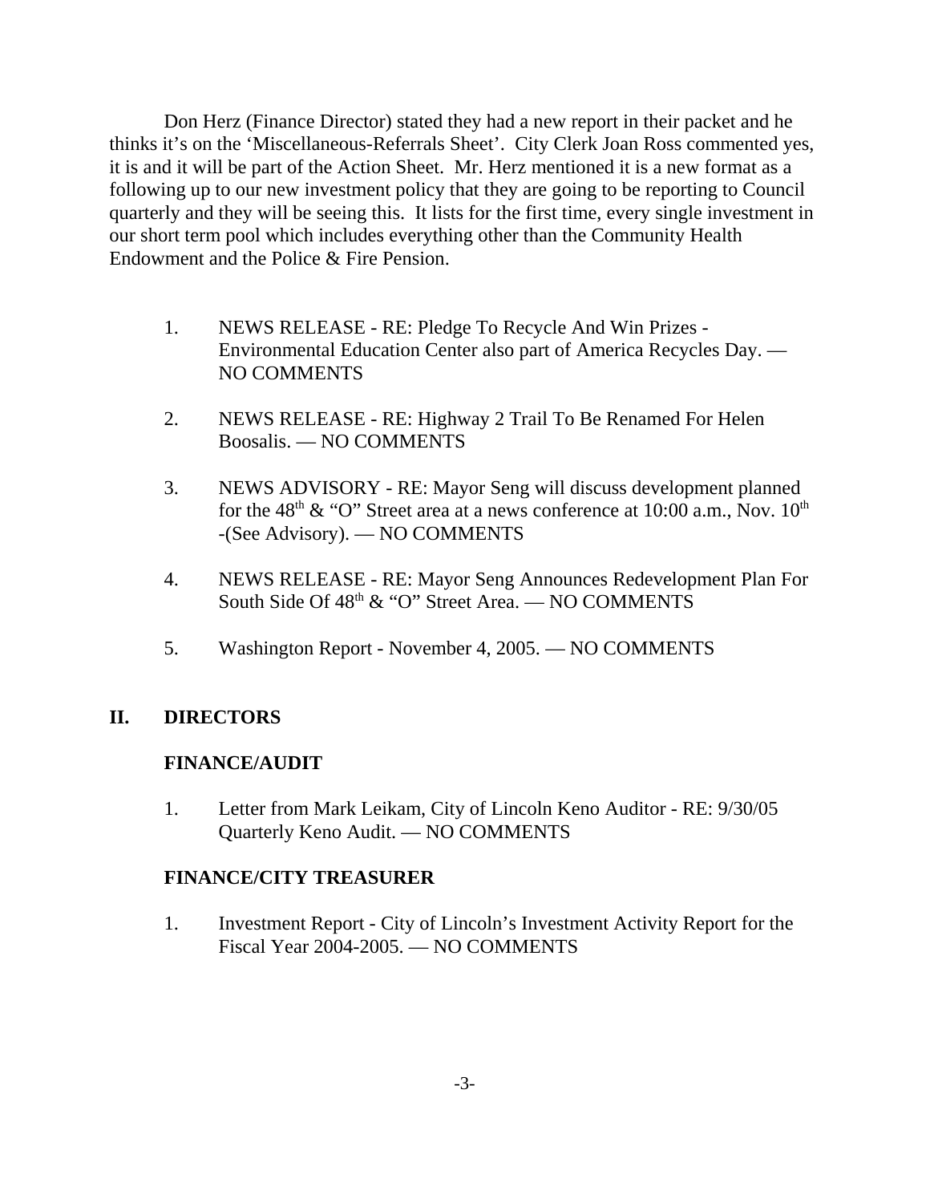Don Herz (Finance Director) stated they had a new report in their packet and he thinks it's on the 'Miscellaneous-Referrals Sheet'. City Clerk Joan Ross commented yes, it is and it will be part of the Action Sheet. Mr. Herz mentioned it is a new format as a following up to our new investment policy that they are going to be reporting to Council quarterly and they will be seeing this. It lists for the first time, every single investment in our short term pool which includes everything other than the Community Health Endowment and the Police & Fire Pension.

1. NEWS RELEASE - RE: Pledge To Recycle And Win Prizes - Environmental Education Center also part of America Recycles Day. — NO COMMENTS

2. NEWS RELEASE - RE: Highway 2 Trail To Be Renamed For Helen Boosalis. — NO COMMENTS

3. NEWS ADVISORY - RE: Mayor Seng will discuss development planned for the 48th & "O" Street area at a news conference at 10:00 a.m., Nov. 10th -(See Advisory). — NO COMMENTS

4. NEWS RELEASE - RE: Mayor Seng Announces Redevelopment Plan For South Side Of 48th & "O" Street Area. — NO COMMENTS

5. Washington Report - November 4, 2005. — NO COMMENTS

## II. DIRECTORS

### FINANCE/AUDIT

1. Letter from Mark Leikam, City of Lincoln Keno Auditor - RE: 9/30/05 Quarterly Keno Audit. — NO COMMENTS

### FINANCE/CITY TREASURER

1. Investment Report - City of Lincoln's Investment Activity Report for the Fiscal Year 2004-2005. — NO COMMENTS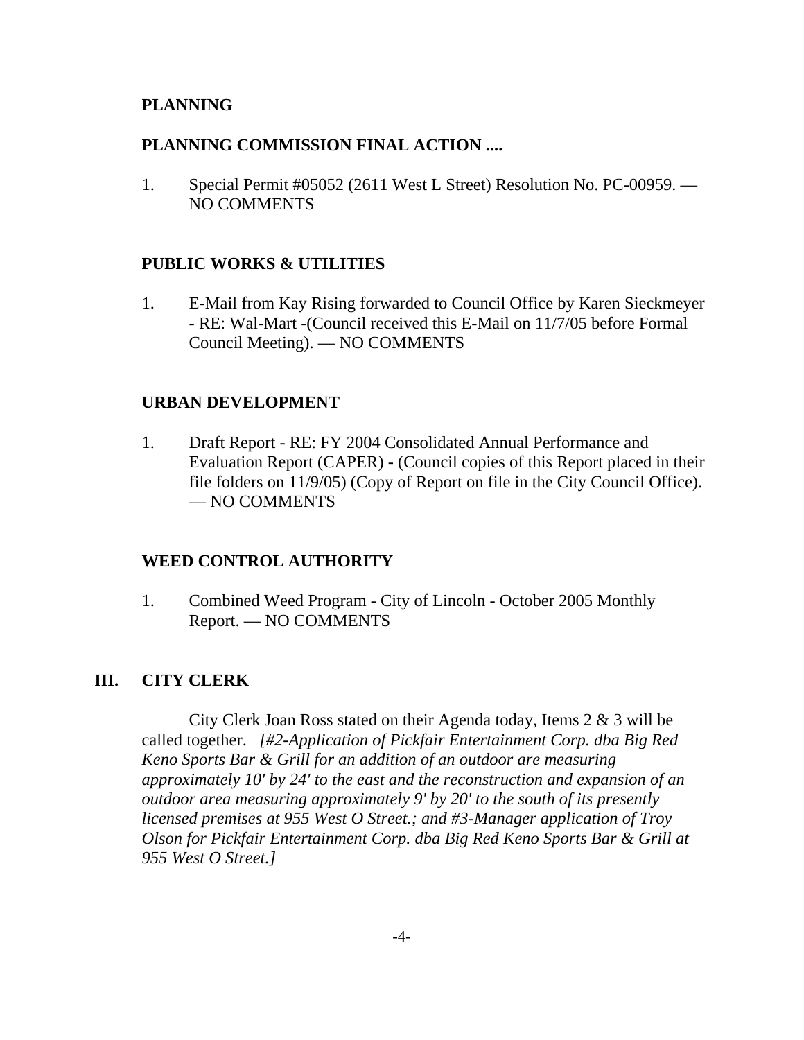**PLANNING**

**PLANNING COMMISSION FINAL ACTION ....**

1. Special Permit #05052 (2611 West L Street) Resolution No. PC-00959. — NO COMMENTS

**PUBLIC WORKS & UTILITIES**

1. E-Mail from Kay Rising forwarded to Council Office by Karen Sieckmeyer - RE: Wal-Mart -(Council received this E-Mail on 11/7/05 before Formal Council Meeting). — NO COMMENTS

**URBAN DEVELOPMENT**

1. Draft Report - RE: FY 2004 Consolidated Annual Performance and Evaluation Report (CAPER) - (Council copies of this Report placed in their file folders on 11/9/05) (Copy of Report on file in the City Council Office). — NO COMMENTS

**WEED CONTROL AUTHORITY**

1. Combined Weed Program - City of Lincoln - October 2005 Monthly Report. — NO COMMENTS

## III. CITY CLERK

City Clerk Joan Ross stated on their Agenda today, Items 2 & 3 will be called together. *[#2-Application of Pickfair Entertainment Corp. dba Big Red Keno Sports Bar & Grill for an addition of an outdoor are measuring approximately 10' by 24' to the east and the reconstruction and expansion of an outdoor area measuring approximately 9' by 20' to the south of its presently licensed premises at 955 West O Street.; and #3-Manager application of Troy Olson for Pickfair Entertainment Corp. dba Big Red Keno Sports Bar & Grill at 955 West O Street.]*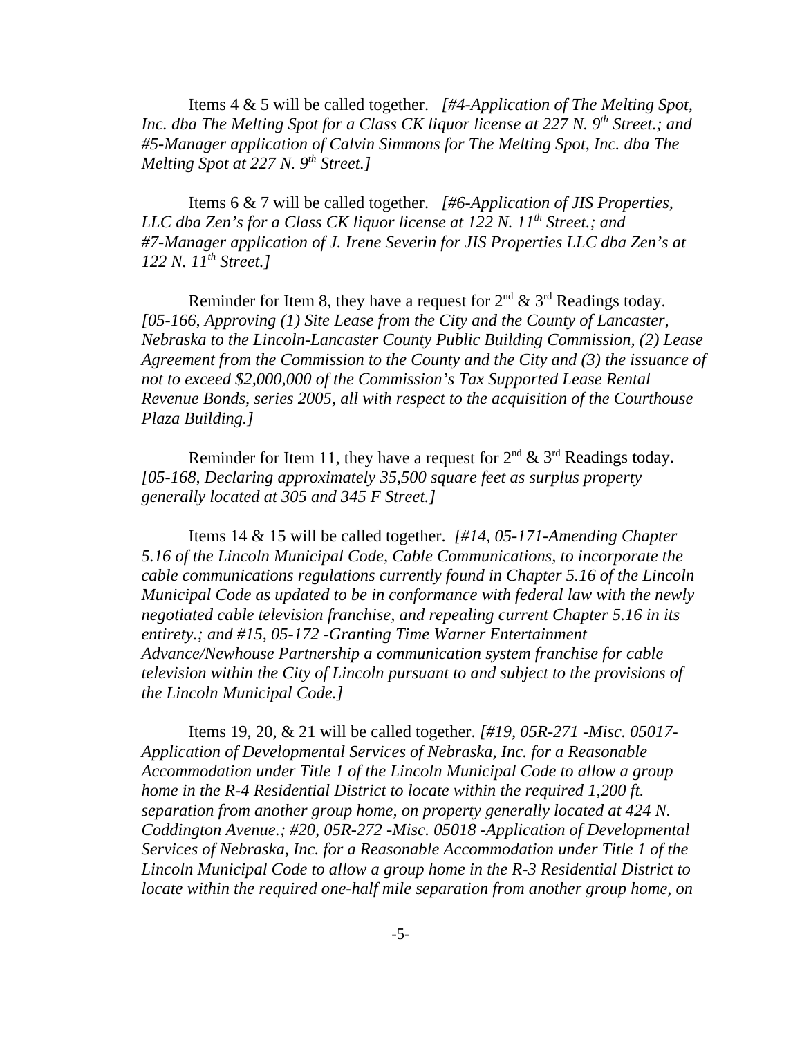Items 4 & 5 will be called together. *[#4-Application of The Melting Spot, Inc. dba The Melting Spot for a Class CK liquor license at 227 N. 9th Street.; and #5-Manager application of Calvin Simmons for The Melting Spot, Inc. dba The Melting Spot at 227 N. 9th Street.]*

Items 6 & 7 will be called together. *[#6-Application of JIS Properties, LLC dba Zen's for a Class CK liquor license at 122 N. 11th Street.; and #7-Manager application of J. Irene Severin for JIS Properties LLC dba Zen's at 122 N. 11th Street.]*

Reminder for Item 8, they have a request for 2nd & 3rd Readings today. *[05-166, Approving (1) Site Lease from the City and the County of Lancaster, Nebraska to the Lincoln-Lancaster County Public Building Commission, (2) Lease Agreement from the Commission to the County and the City and (3) the issuance of not to exceed $2,000,000 of the Commission's Tax Supported Lease Rental Revenue Bonds, series 2005, all with respect to the acquisition of the Courthouse Plaza Building.]*

Reminder for Item 11, they have a request for 2nd & 3rd Readings today. *[05-168, Declaring approximately 35,500 square feet as surplus property generally located at 305 and 345 F Street.]*

Items 14 & 15 will be called together. *[#14, 05-171-Amending Chapter 5.16 of the Lincoln Municipal Code, Cable Communications, to incorporate the cable communications regulations currently found in Chapter 5.16 of the Lincoln Municipal Code as updated to be in conformance with federal law with the newly negotiated cable television franchise, and repealing current Chapter 5.16 in its entirety.; and #15, 05-172 -Granting Time Warner Entertainment Advance/Newhouse Partnership a communication system franchise for cable television within the City of Lincoln pursuant to and subject to the provisions of the Lincoln Municipal Code.]*

Items 19, 20, & 21 will be called together. *[#19, 05R-271 -Misc. 05017-Application of Developmental Services of Nebraska, Inc. for a Reasonable Accommodation under Title 1 of the Lincoln Municipal Code to allow a group home in the R-4 Residential District to locate within the required 1,200 ft. separation from another group home, on property generally located at 424 N. Coddington Avenue.; #20, 05R-272 -Misc. 05018 -Application of Developmental Services of Nebraska, Inc. for a Reasonable Accommodation under Title 1 of the Lincoln Municipal Code to allow a group home in the R-3 Residential District to locate within the required one-half mile separation from another group home, on*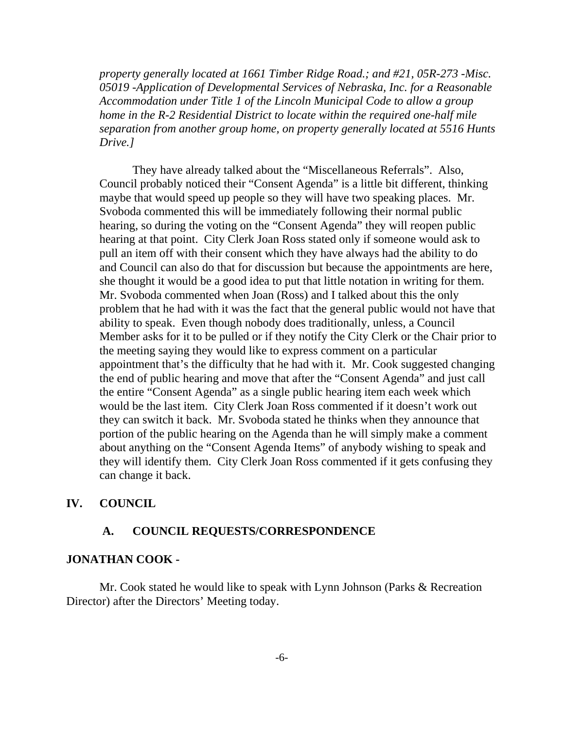*property generally located at 1661 Timber Ridge Road.; and #21, 05R-273 -Misc. 05019 -Application of Developmental Services of Nebraska, Inc. for a Reasonable Accommodation under Title 1 of the Lincoln Municipal Code to allow a group home in the R-2 Residential District to locate within the required one-half mile separation from another group home, on property generally located at 5516 Hunts Drive.]*

They have already talked about the "Miscellaneous Referrals". Also, Council probably noticed their "Consent Agenda" is a little bit different, thinking maybe that would speed up people so they will have two speaking places. Mr. Svoboda commented this will be immediately following their normal public hearing, so during the voting on the "Consent Agenda" they will reopen public hearing at that point. City Clerk Joan Ross stated only if someone would ask to pull an item off with their consent which they have always had the ability to do and Council can also do that for discussion but because the appointments are here, she thought it would be a good idea to put that little notation in writing for them. Mr. Svoboda commented when Joan (Ross) and I talked about this the only problem that he had with it was the fact that the general public would not have that ability to speak. Even though nobody does traditionally, unless, a Council Member asks for it to be pulled or if they notify the City Clerk or the Chair prior to the meeting saying they would like to express comment on a particular appointment that's the difficulty that he had with it. Mr. Cook suggested changing the end of public hearing and move that after the "Consent Agenda" and just call the entire "Consent Agenda" as a single public hearing item each week which would be the last item. City Clerk Joan Ross commented if it doesn't work out they can switch it back. Mr. Svoboda stated he thinks when they announce that portion of the public hearing on the Agenda than he will simply make a comment about anything on the "Consent Agenda Items" of anybody wishing to speak and they will identify them. City Clerk Joan Ross commented if it gets confusing they can change it back.

## IV. COUNCIL

### A. COUNCIL REQUESTS/CORRESPONDENCE

**JONATHAN COOK -**

Mr. Cook stated he would like to speak with Lynn Johnson (Parks & Recreation Director) after the Directors' Meeting today.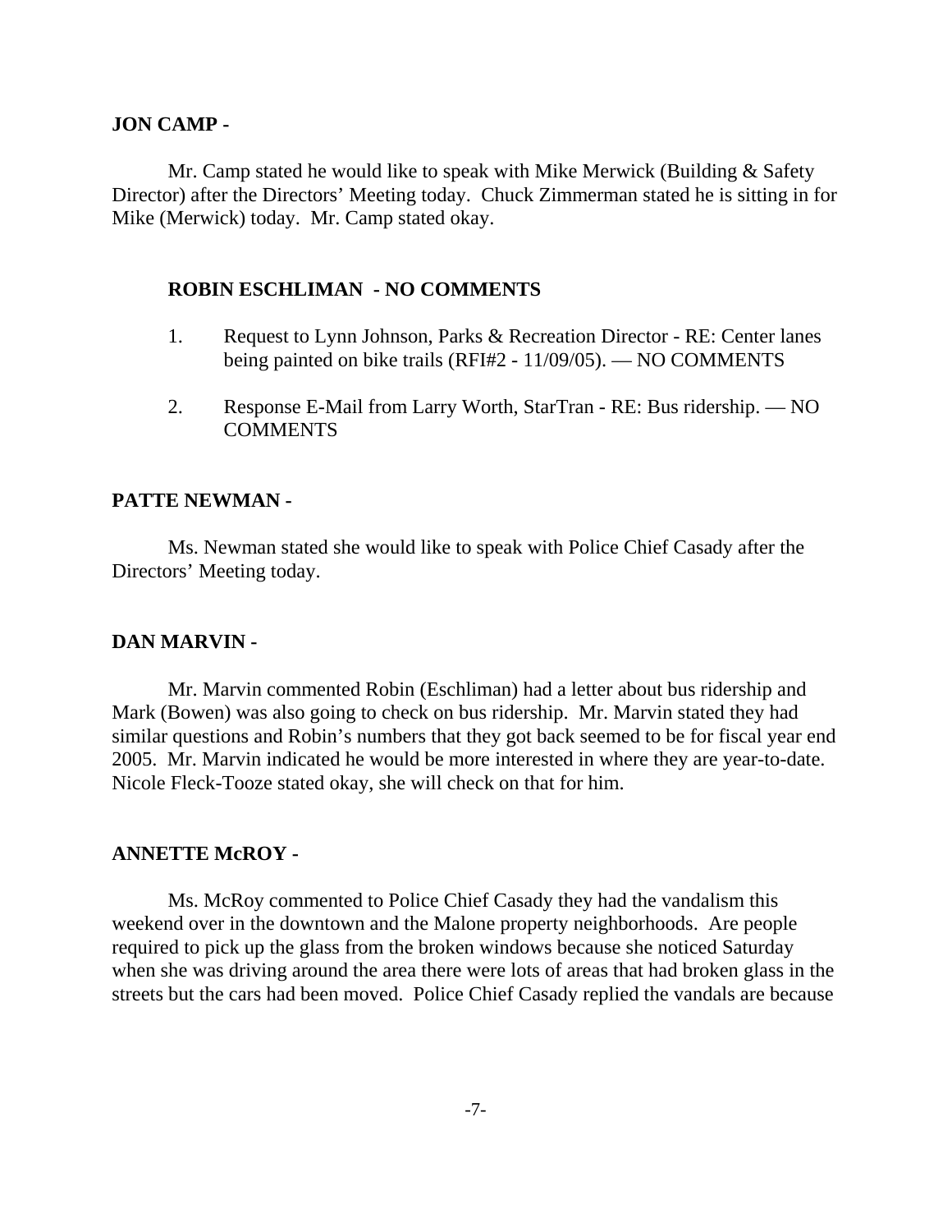**JON CAMP -**

Mr. Camp stated he would like to speak with Mike Merwick (Building & Safety Director) after the Directors' Meeting today. Chuck Zimmerman stated he is sitting in for Mike (Merwick) today. Mr. Camp stated okay.

**ROBIN ESCHLIMAN - NO COMMENTS**

1. Request to Lynn Johnson, Parks & Recreation Director - RE: Center lanes being painted on bike trails (RFI#2 - 11/09/05). — NO COMMENTS

2. Response E-Mail from Larry Worth, StarTran - RE: Bus ridership. — NO COMMENTS

**PATTE NEWMAN -**

Ms. Newman stated she would like to speak with Police Chief Casady after the Directors' Meeting today.

**DAN MARVIN -**

Mr. Marvin commented Robin (Eschliman) had a letter about bus ridership and Mark (Bowen) was also going to check on bus ridership. Mr. Marvin stated they had similar questions and Robin's numbers that they got back seemed to be for fiscal year end 2005. Mr. Marvin indicated he would be more interested in where they are year-to-date. Nicole Fleck-Tooze stated okay, she will check on that for him.

**ANNETTE McROY -**

Ms. McRoy commented to Police Chief Casady they had the vandalism this weekend over in the downtown and the Malone property neighborhoods. Are people required to pick up the glass from the broken windows because she noticed Saturday when she was driving around the area there were lots of areas that had broken glass in the streets but the cars had been moved. Police Chief Casady replied the vandals are because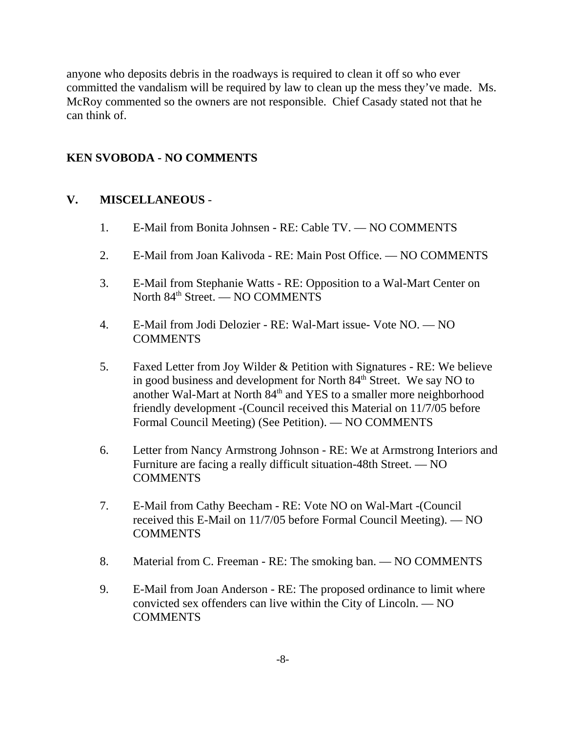anyone who deposits debris in the roadways is required to clean it off so who ever committed the vandalism will be required by law to clean up the mess they've made. Ms. McRoy commented so the owners are not responsible. Chief Casady stated not that he can think of.

**KEN SVOBODA - NO COMMENTS**

**V. MISCELLANEOUS** -

1. E-Mail from Bonita Johnsen - RE: Cable TV. — NO COMMENTS

2. E-Mail from Joan Kalivoda - RE: Main Post Office. — NO COMMENTS

3. E-Mail from Stephanie Watts - RE: Opposition to a Wal-Mart Center on North 84th Street. — NO COMMENTS

4. E-Mail from Jodi Delozier - RE: Wal-Mart issue- Vote NO. — NO COMMENTS

5. Faxed Letter from Joy Wilder & Petition with Signatures - RE: We believe in good business and development for North 84th Street. We say NO to another Wal-Mart at North 84th and YES to a smaller more neighborhood friendly development -(Council received this Material on 11/7/05 before Formal Council Meeting) (See Petition). — NO COMMENTS

6. Letter from Nancy Armstrong Johnson - RE: We at Armstrong Interiors and Furniture are facing a really difficult situation-48th Street. — NO COMMENTS

7. E-Mail from Cathy Beecham - RE: Vote NO on Wal-Mart -(Council received this E-Mail on 11/7/05 before Formal Council Meeting). — NO COMMENTS

8. Material from C. Freeman - RE: The smoking ban. — NO COMMENTS

9. E-Mail from Joan Anderson - RE: The proposed ordinance to limit where convicted sex offenders can live within the City of Lincoln. — NO COMMENTS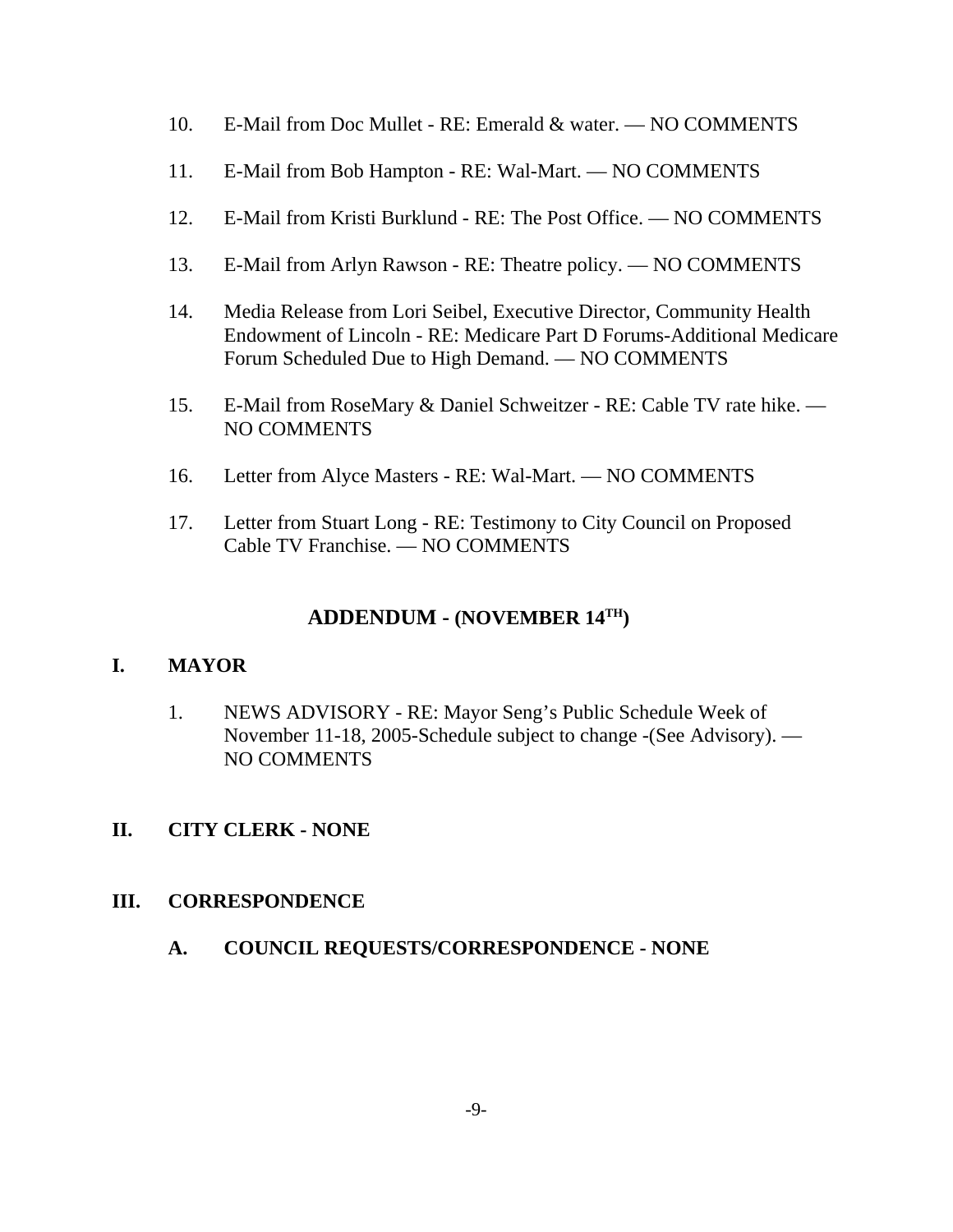10. E-Mail from Doc Mullet - RE: Emerald & water. — NO COMMENTS

11. E-Mail from Bob Hampton - RE: Wal-Mart. — NO COMMENTS

12. E-Mail from Kristi Burklund - RE: The Post Office. — NO COMMENTS

13. E-Mail from Arlyn Rawson - RE: Theatre policy. — NO COMMENTS

14. Media Release from Lori Seibel, Executive Director, Community Health Endowment of Lincoln - RE: Medicare Part D Forums-Additional Medicare Forum Scheduled Due to High Demand. — NO COMMENTS

15. E-Mail from RoseMary & Daniel Schweitzer - RE: Cable TV rate hike. — NO COMMENTS

16. Letter from Alyce Masters - RE: Wal-Mart. — NO COMMENTS

17. Letter from Stuart Long - RE: Testimony to City Council on Proposed Cable TV Franchise. — NO COMMENTS

## ADDENDUM - (NOVEMBER 14TH)

### I. MAYOR

1. NEWS ADVISORY - RE: Mayor Seng's Public Schedule Week of November 11-18, 2005-Schedule subject to change -(See Advisory). — NO COMMENTS

### II. CITY CLERK - NONE

### III. CORRESPONDENCE

**A. COUNCIL REQUESTS/CORRESPONDENCE - NONE**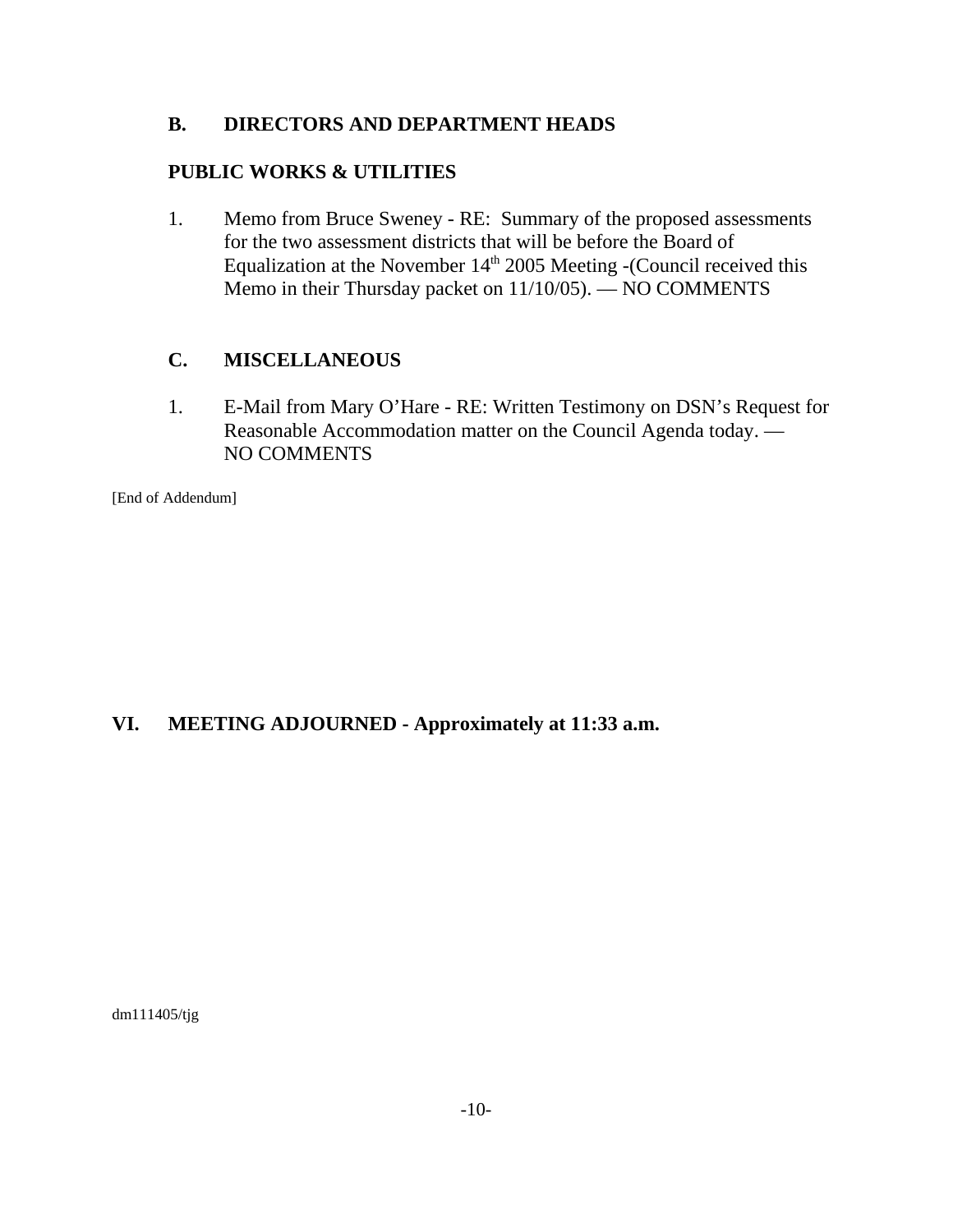## B. DIRECTORS AND DEPARTMENT HEADS

### PUBLIC WORKS & UTILITIES

1. Memo from Bruce Sweney - RE: Summary of the proposed assessments for the two assessment districts that will be before the Board of Equalization at the November 14th 2005 Meeting -(Council received this Memo in their Thursday packet on 11/10/05). — NO COMMENTS

## C. MISCELLANEOUS

1. E-Mail from Mary O'Hare - RE: Written Testimony on DSN's Request for Reasonable Accommodation matter on the Council Agenda today. — NO COMMENTS

[End of Addendum]

## VI. MEETING ADJOURNED - Approximately at 11:33 a.m.

dm111405/tjg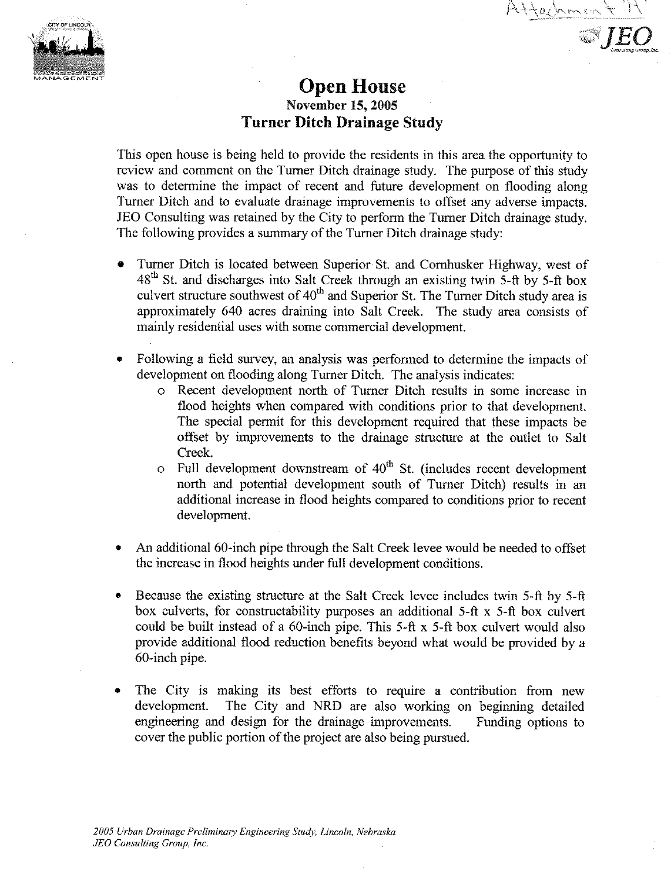Attachment 'H'

# Open House

### November 15, 2005

## Turner Ditch Drainage Study

This open house is being held to provide the residents in this area the opportunity to review and comment on the Turner Ditch drainage study. The purpose of this study was to determine the impact of recent and future development on flooding along Turner Ditch and to evaluate drainage improvements to offset any adverse impacts. JEO Consulting was retained by the City to perform the Turner Ditch drainage study. The following provides a summary of the Turner Ditch drainage study:

- Turner Ditch is located between Superior St. and Cornhusker Highway, west of 48th St. and discharges into Salt Creek through an existing twin 5-ft by 5-ft box culvert structure southwest of 40th and Superior St. The Turner Ditch study area is approximately 640 acres draining into Salt Creek. The study area consists of mainly residential uses with some commercial development.
- Following a field survey, an analysis was performed to determine the impacts of development on flooding along Turner Ditch. The analysis indicates:
  - Recent development north of Turner Ditch results in some increase in flood heights when compared with conditions prior to that development. The special permit for this development required that these impacts be offset by improvements to the drainage structure at the outlet to Salt Creek.
  - Full development downstream of 40th St. (includes recent development north and potential development south of Turner Ditch) results in an additional increase in flood heights compared to conditions prior to recent development.
- An additional 60-inch pipe through the Salt Creek levee would be needed to offset the increase in flood heights under full development conditions.
- Because the existing structure at the Salt Creek levee includes twin 5-ft by 5-ft box culverts, for constructability purposes an additional 5-ft x 5-ft box culvert could be built instead of a 60-inch pipe. This 5-ft x 5-ft box culvert would also provide additional flood reduction benefits beyond what would be provided by a 60-inch pipe.
- The City is making its best efforts to require a contribution from new development. The City and NRD are also working on beginning detailed engineering and design for the drainage improvements. Funding options to cover the public portion of the project are also being pursued.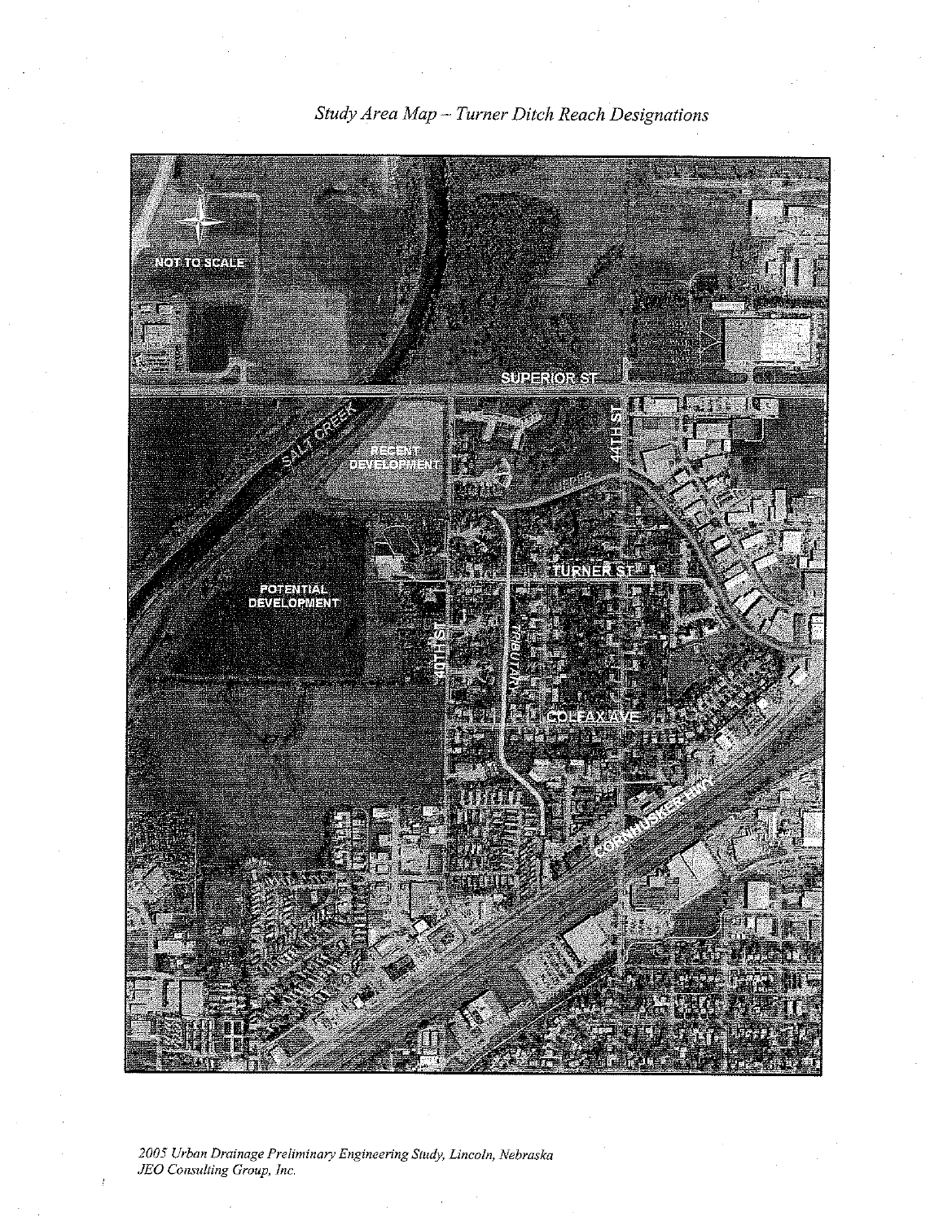*Study Area Map – Turner Ditch Reach Designations*

NOT TO SCALE

SUPERIOR ST

SALT CREEK

RECENT DEVELOPMENT

44TH ST

TURNER ST

POTENTIAL DEVELOPMENT

40TH ST

TRIBUTARY

COLFAX AVE

CORNHUSKER HWY

*2005 Urban Drainage Preliminary Engineering Study, Lincoln, Nebraska*
*JEO Consulting Group, Inc.*